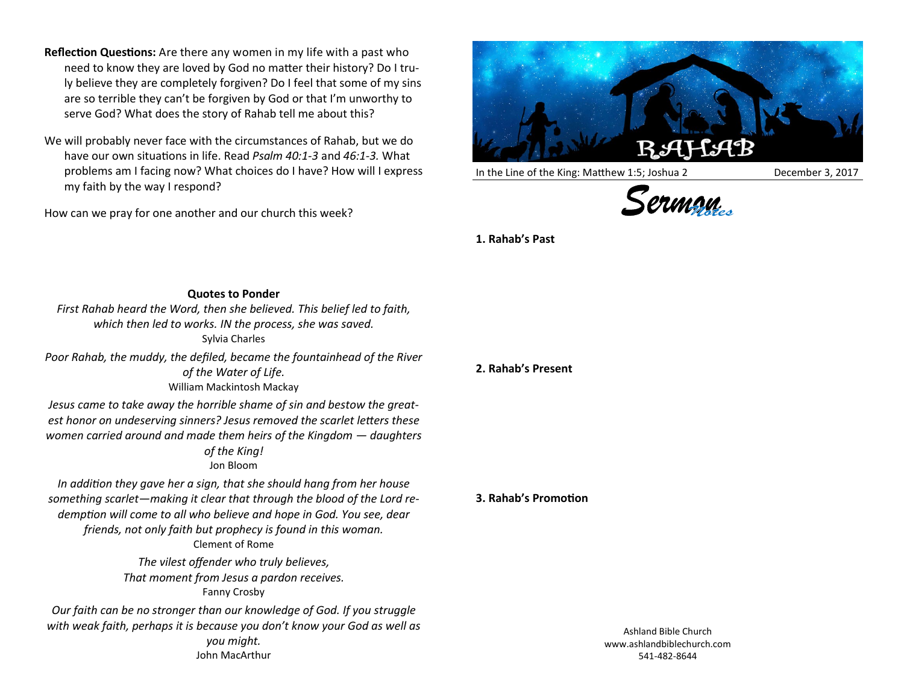**Reflection Questions:** Are there any women in my life with a past who need to know they are loved by God no matter their history? Do I truly believe they are completely forgiven? Do I feel that some of my sins are so terrible they can't be forgiven by God or that I'm unworthy to serve God? What does the story of Rahab tell me about this?

We will probably never face with the circumstances of Rahab, but we do have our own situations in life. Read *Psalm 40:1-3* and *46:1-3.* What problems am I facing now? What choices do I have? How will I express my faith by the way I respond?

How can we pray for one another and our church this week?

**Quotes to Ponder**

*First Rahab heard the Word, then she believed. This belief led to faith, which then led to works. IN the process, she was saved.*
Sylvia Charles

*Poor Rahab, the muddy, the defiled, became the fountainhead of the River of the Water of Life.*
William Mackintosh Mackay

*Jesus came to take away the horrible shame of sin and bestow the greatest honor on undeserving sinners? Jesus removed the scarlet letters these women carried around and made them heirs of the Kingdom — daughters of the King!*
Jon Bloom

*In addition they gave her a sign, that she should hang from her house something scarlet—making it clear that through the blood of the Lord redemption will come to all who believe and hope in God. You see, dear friends, not only faith but prophecy is found in this woman.*
Clement of Rome

*The vilest offender who truly believes,*
*That moment from Jesus a pardon receives.*
Fanny Crosby

*Our faith can be no stronger than our knowledge of God. If you struggle with weak faith, perhaps it is because you don't know your God as well as you might.*
John MacArthur

# RAHAB

In the Line of the King: Matthew 1:5; Joshua 2 — December 3, 2017

## Sermon Notes

**1. Rahab's Past**

**2. Rahab's Present**

**3. Rahab's Promotion**

Ashland Bible Church
www.ashlandbiblechurch.com
541-482-8644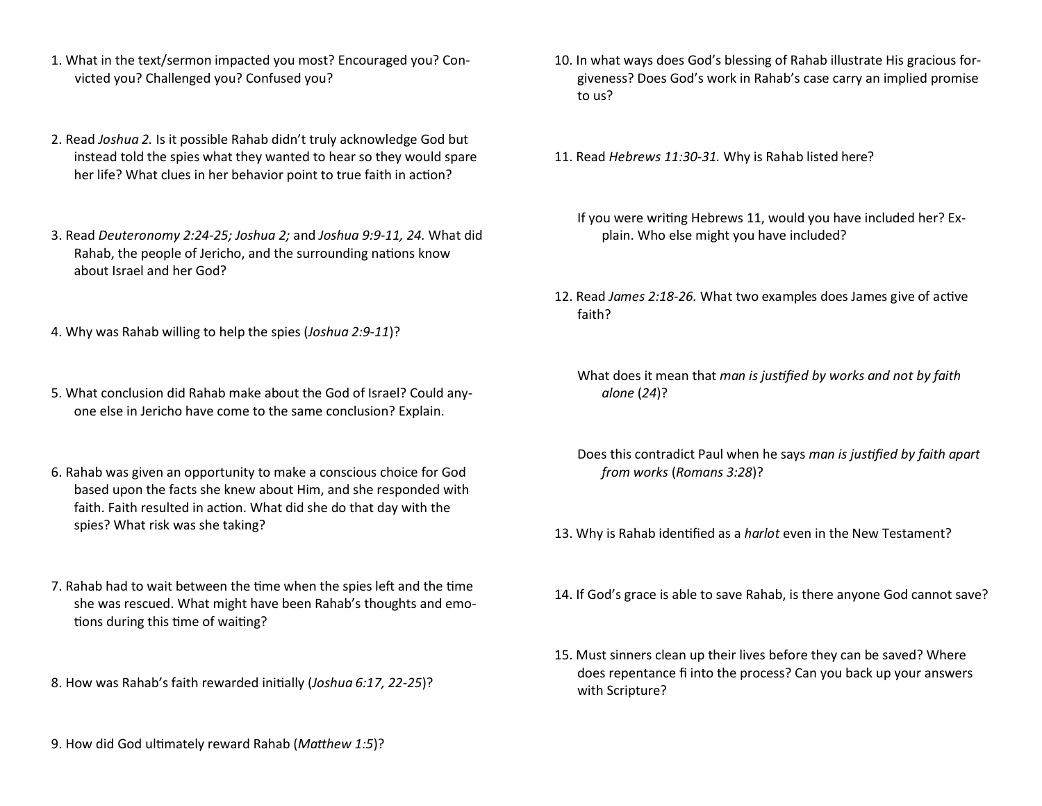1. What in the text/sermon impacted you most? Encouraged you? Convicted you? Challenged you? Confused you?

2. Read *Joshua 2.* Is it possible Rahab didn't truly acknowledge God but instead told the spies what they wanted to hear so they would spare her life? What clues in her behavior point to true faith in action?

3. Read *Deuteronomy 2:24-25; Joshua 2;* and *Joshua 9:9-11, 24.* What did Rahab, the people of Jericho, and the surrounding nations know about Israel and her God?

4. Why was Rahab willing to help the spies (*Joshua 2:9-11*)?

5. What conclusion did Rahab make about the God of Israel? Could anyone else in Jericho have come to the same conclusion? Explain.

6. Rahab was given an opportunity to make a conscious choice for God based upon the facts she knew about Him, and she responded with faith. Faith resulted in action. What did she do that day with the spies? What risk was she taking?

7. Rahab had to wait between the time when the spies left and the time she was rescued. What might have been Rahab's thoughts and emotions during this time of waiting?

8. How was Rahab's faith rewarded initially (*Joshua 6:17, 22-25*)?

9. How did God ultimately reward Rahab (*Matthew 1:5*)?

10. In what ways does God's blessing of Rahab illustrate His gracious forgiveness? Does God's work in Rahab's case carry an implied promise to us?

11. Read *Hebrews 11:30-31.* Why is Rahab listed here?

    If you were writing Hebrews 11, would you have included her? Explain. Who else might you have included?

12. Read *James 2:18-26.* What two examples does James give of active faith?

    What does it mean that *man is justified by works and not by faith alone* (*24*)?

    Does this contradict Paul when he says *man is justified by faith apart from works* (*Romans 3:28*)?

13. Why is Rahab identified as a *harlot* even in the New Testament?

14. If God's grace is able to save Rahab, is there anyone God cannot save?

15. Must sinners clean up their lives before they can be saved? Where does repentance fi into the process? Can you back up your answers with Scripture?